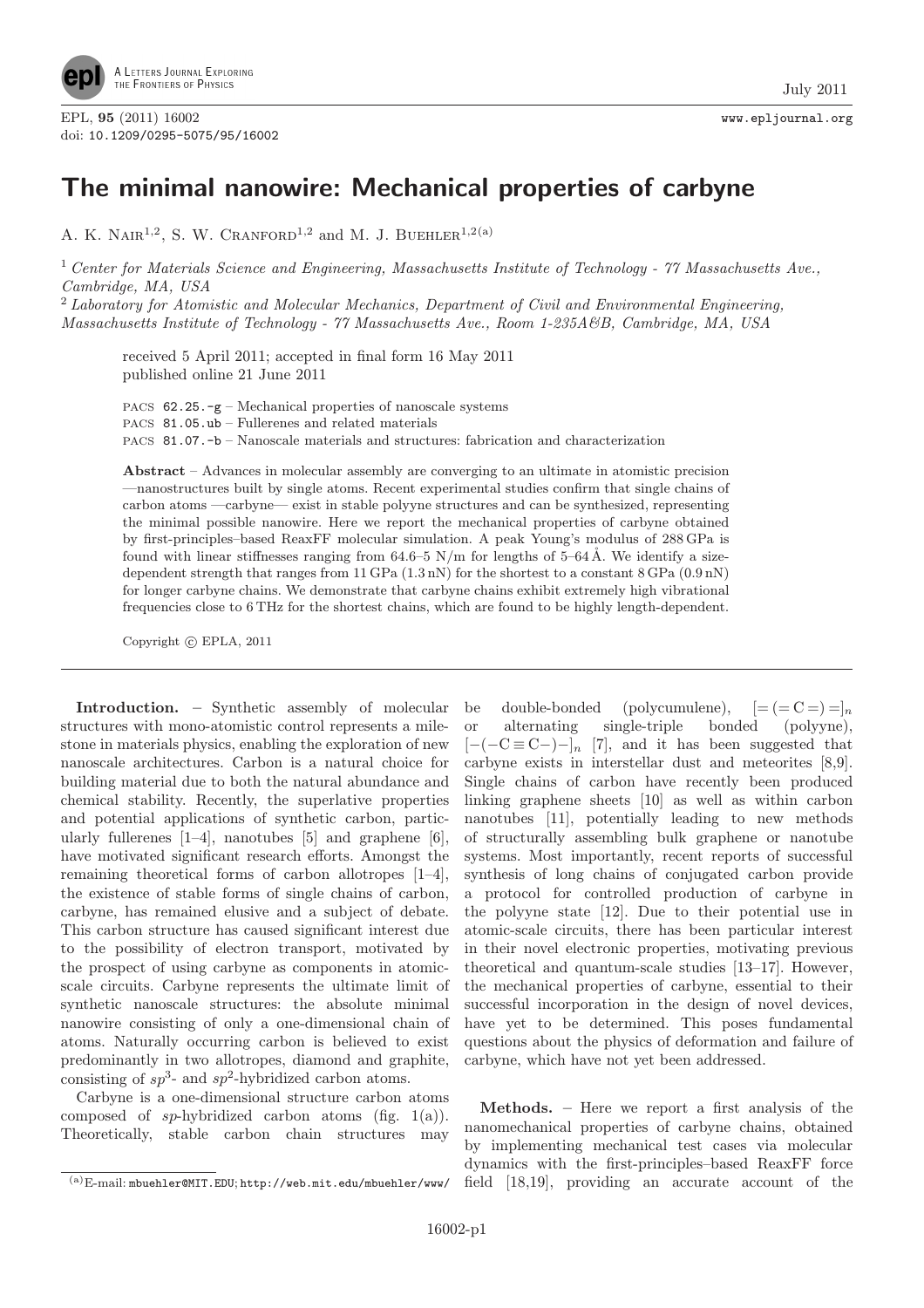# The minimal nanowire: Mechanical properties of carbyne

A. K. Nair[1,2], S. W. Cranford[1,2] and M. J. Buehler[1,2(a)]

[1] *Center for Materials Science and Engineering, Massachusetts Institute of Technology - 77 Massachusetts Ave., Cambridge, MA, USA*

[2] *Laboratory for Atomistic and Molecular Mechanics, Department of Civil and Environmental Engineering, Massachusetts Institute of Technology - 77 Massachusetts Ave., Room 1-235A&B, Cambridge, MA, USA*

received 5 April 2011; accepted in final form 16 May 2011
published online 21 June 2011

PACS 62.25.-g – Mechanical properties of nanoscale systems
PACS 81.05.ub – Fullerenes and related materials
PACS 81.07.-b – Nanoscale materials and structures: fabrication and characterization

**Abstract** – Advances in molecular assembly are converging to an ultimate in atomistic precision —nanostructures built by single atoms. Recent experimental studies confirm that single chains of carbon atoms —carbyne— exist in stable polyyne structures and can be synthesized, representing the minimal possible nanowire. Here we report the mechanical properties of carbyne obtained by first-principles–based ReaxFF molecular simulation. A peak Young's modulus of 288 GPa is found with linear stiffnesses ranging from 64.6–5 N/m for lengths of 5–64 Å. We identify a size-dependent strength that ranges from 11 GPa (1.3 nN) for the shortest to a constant 8 GPa (0.9 nN) for longer carbyne chains. We demonstrate that carbyne chains exhibit extremely high vibrational frequencies close to 6 THz for the shortest chains, which are found to be highly length-dependent.

Copyright © EPLA, 2011

**Introduction.** – Synthetic assembly of molecular structures with mono-atomistic control represents a milestone in materials physics, enabling the exploration of new nanoscale architectures. Carbon is a natural choice for building material due to both the natural abundance and chemical stability. Recently, the superlative properties and potential applications of synthetic carbon, particularly fullerenes [1–4], nanotubes [5] and graphene [6], have motivated significant research efforts. Amongst the remaining theoretical forms of carbon allotropes [1–4], the existence of stable forms of single chains of carbon, carbyne, has remained elusive and a subject of debate. This carbon structure has caused significant interest due to the possibility of electron transport, motivated by the prospect of using carbyne as components in atomic-scale circuits. Carbyne represents the ultimate limit of synthetic nanoscale structures: the absolute minimal nanowire consisting of only a one-dimensional chain of atoms. Naturally occurring carbon is believed to exist predominantly in two allotropes, diamond and graphite, consisting of $sp^3$- and $sp^2$-hybridized carbon atoms.

Carbyne is a one-dimensional structure carbon atoms composed of $sp$-hybridized carbon atoms (fig. 1(a)). Theoretically, stable carbon chain structures may be double-bonded (polycumulene), $[=(=\mathrm{C}=)=]_n$ or alternating single-triple bonded (polyyne), $[-(-\mathrm{C}\equiv\mathrm{C}-)-]_n$ [7], and it has been suggested that carbyne exists in interstellar dust and meteorites [8,9]. Single chains of carbon have recently been produced linking graphene sheets [10] as well as within carbon nanotubes [11], potentially leading to new methods of structurally assembling bulk graphene or nanotube systems. Most importantly, recent reports of successful synthesis of long chains of conjugated carbon provide a protocol for controlled production of carbyne in the polyyne state [12]. Due to their potential use in atomic-scale circuits, there has been particular interest in their novel electronic properties, motivating previous theoretical and quantum-scale studies [13–17]. However, the mechanical properties of carbyne, essential to their successful incorporation in the design of novel devices, have yet to be determined. This poses fundamental questions about the physics of deformation and failure of carbyne, which have not yet been addressed.

**Methods.** – Here we report a first analysis of the nanomechanical properties of carbyne chains, obtained by implementing mechanical test cases via molecular dynamics with the first-principles–based ReaxFF force field [18,19], providing an accurate account of the

(a) E-mail: mbuehler@MIT.EDU; http://web.mit.edu/mbuehler/www/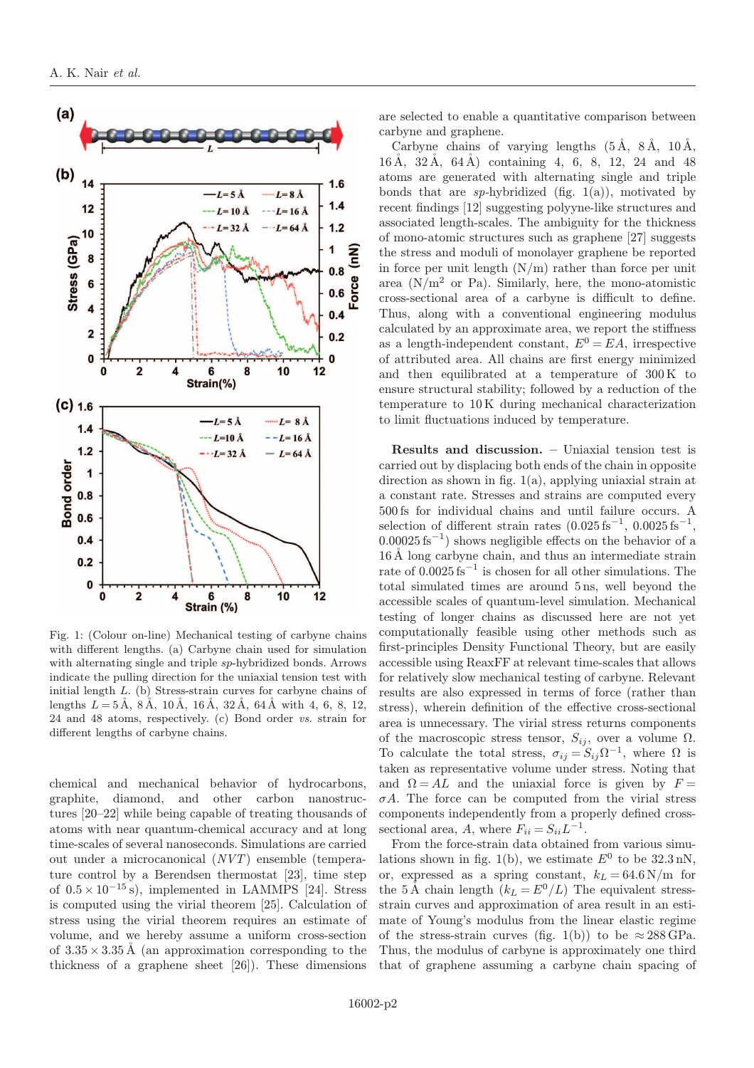Fig. 1: (Colour on-line) Mechanical testing of carbyne chains with different lengths. (a) Carbyne chain used for simulation with alternating single and triple *sp*-hybridized bonds. Arrows indicate the pulling direction for the uniaxial tension test with initial length $L$. (b) Stress-strain curves for carbyne chains of lengths $L = 5$ Å, 8 Å, 10 Å, 16 Å, 32 Å, 64 Å with 4, 6, 8, 12, 24 and 48 atoms, respectively. (c) Bond order *vs.* strain for different lengths of carbyne chains.

chemical and mechanical behavior of hydrocarbons, graphite, diamond, and other carbon nanostructures [20–22] while being capable of treating thousands of atoms with near quantum-chemical accuracy and at long time-scales of several nanoseconds. Simulations are carried out under a microcanonical ($NVT$) ensemble (temperature control by a Berendsen thermostat [23], time step of $0.5 \times 10^{-15}$ s), implemented in LAMMPS [24]. Stress is computed using the virial theorem [25]. Calculation of stress using the virial theorem requires an estimate of volume, and we hereby assume a uniform cross-section of $3.35 \times 3.35$ Å (an approximation corresponding to the thickness of a graphene sheet [26]). These dimensions are selected to enable a quantitative comparison between carbyne and graphene.

Carbyne chains of varying lengths (5 Å, 8 Å, 10 Å, 16 Å, 32 Å, 64 Å) containing 4, 6, 8, 12, 24 and 48 atoms are generated with alternating single and triple bonds that are *sp*-hybridized (fig. 1(a)), motivated by recent findings [12] suggesting polyyne-like structures and associated length-scales. The ambiguity for the thickness of mono-atomic structures such as graphene [27] suggests the stress and moduli of monolayer graphene be reported in force per unit length (N/m) rather than force per unit area (N/m$^2$ or Pa). Similarly, here, the mono-atomistic cross-sectional area of a carbyne is difficult to define. Thus, along with a conventional engineering modulus calculated by an approximate area, we report the stiffness as a length-independent constant, $E^0 = EA$, irrespective of attributed area. All chains are first energy minimized and then equilibrated at a temperature of 300 K to ensure structural stability; followed by a reduction of the temperature to 10 K during mechanical characterization to limit fluctuations induced by temperature.

**Results and discussion.** – Uniaxial tension test is carried out by displacing both ends of the chain in opposite direction as shown in fig. 1(a), applying uniaxial strain at a constant rate. Stresses and strains are computed every 500 fs for individual chains and until failure occurs. A selection of different strain rates (0.025 fs$^{-1}$, 0.0025 fs$^{-1}$, 0.00025 fs$^{-1}$) shows negligible effects on the behavior of a 16 Å long carbyne chain, and thus an intermediate strain rate of 0.0025 fs$^{-1}$ is chosen for all other simulations. The total simulated times are around 5 ns, well beyond the accessible scales of quantum-level simulation. Mechanical testing of longer chains as discussed here are not yet computationally feasible using other methods such as first-principles Density Functional Theory, but are easily accessible using ReaxFF at relevant time-scales that allows for relatively slow mechanical testing of carbyne. Relevant results are also expressed in terms of force (rather than stress), wherein definition of the effective cross-sectional area is unnecessary. The virial stress returns components of the macroscopic stress tensor, $S_{ij}$, over a volume $\Omega$. To calculate the total stress, $\sigma_{ij} = S_{ij}\Omega^{-1}$, where $\Omega$ is taken as representative volume under stress. Noting that and $\Omega = AL$ and the uniaxial force is given by $F = \sigma A$. The force can be computed from the virial stress components independently from a properly defined cross-sectional area, $A$, where $F_{ii} = S_{ii}L^{-1}$.

From the force-strain data obtained from various simulations shown in fig. 1(b), we estimate $E^0$ to be 32.3 nN, or, expressed as a spring constant, $k_L = 64.6$ N/m for the 5 Å chain length ($k_L = E^0/L$) The equivalent stress-strain curves and approximation of area result in an estimate of Young's modulus from the linear elastic regime of the stress-strain curves (fig. 1(b)) to be $\approx 288$ GPa. Thus, the modulus of carbyne is approximately one third that of graphene assuming a carbyne chain spacing of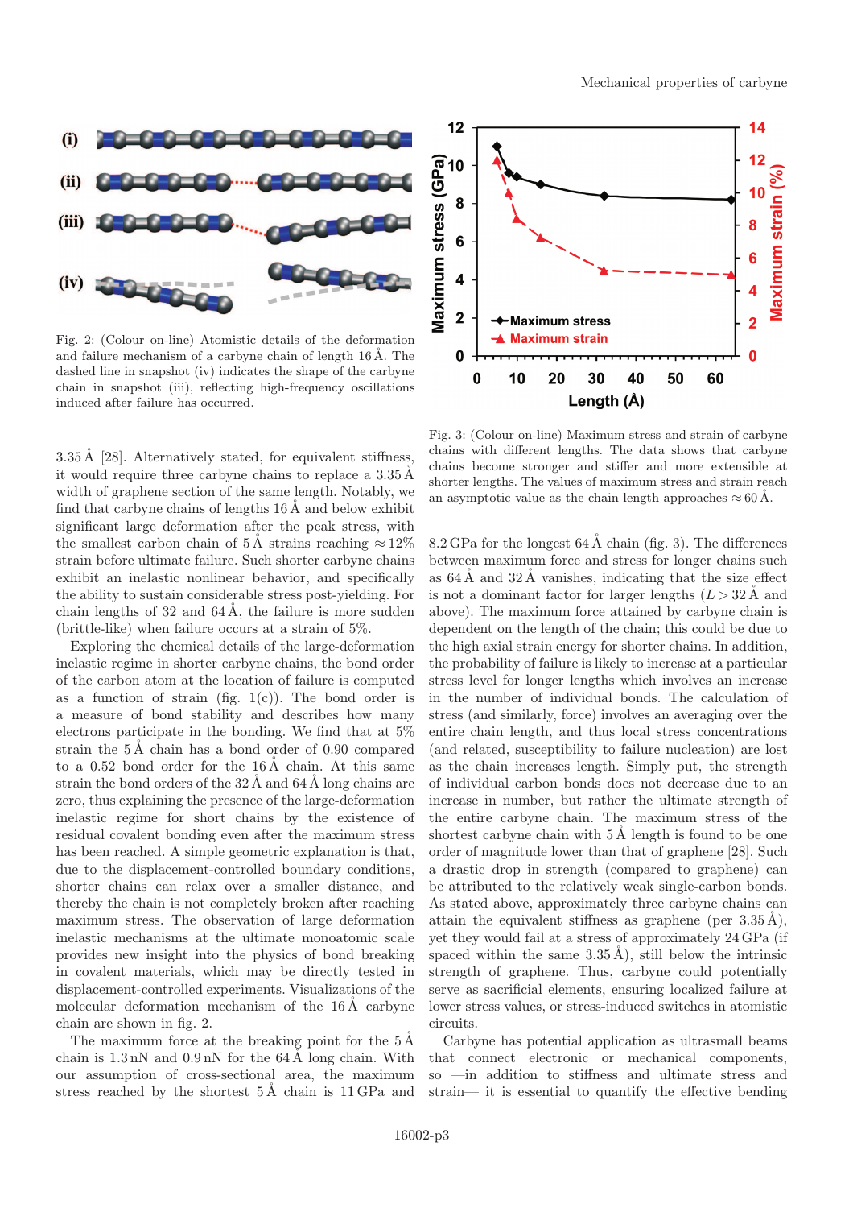Fig. 2: (Colour on-line) Atomistic details of the deformation and failure mechanism of a carbyne chain of length 16 Å. The dashed line in snapshot (iv) indicates the shape of the carbyne chain in snapshot (iii), reflecting high-frequency oscillations induced after failure has occurred.

Fig. 3: (Colour on-line) Maximum stress and strain of carbyne chains with different lengths. The data shows that carbyne chains become stronger and stiffer and more extensible at shorter lengths. The values of maximum stress and strain reach an asymptotic value as the chain length approaches ≈ 60 Å.

3.35 Å [28]. Alternatively stated, for equivalent stiffness, it would require three carbyne chains to replace a 3.35 Å width of graphene section of the same length. Notably, we find that carbyne chains of lengths 16 Å and below exhibit significant large deformation after the peak stress, with the smallest carbon chain of 5 Å strains reaching ≈ 12% strain before ultimate failure. Such shorter carbyne chains exhibit an inelastic nonlinear behavior, and specifically the ability to sustain considerable stress post-yielding. For chain lengths of 32 and 64 Å, the failure is more sudden (brittle-like) when failure occurs at a strain of 5%.

Exploring the chemical details of the large-deformation inelastic regime in shorter carbyne chains, the bond order of the carbon atom at the location of failure is computed as a function of strain (fig. 1(c)). The bond order is a measure of bond stability and describes how many electrons participate in the bonding. We find that at 5% strain the 5 Å chain has a bond order of 0.90 compared to a 0.52 bond order for the 16 Å chain. At this same strain the bond orders of the 32 Å and 64 Å long chains are zero, thus explaining the presence of the large-deformation inelastic regime for short chains by the existence of residual covalent bonding even after the maximum stress has been reached. A simple geometric explanation is that, due to the displacement-controlled boundary conditions, shorter chains can relax over a smaller distance, and thereby the chain is not completely broken after reaching maximum stress. The observation of large deformation inelastic mechanisms at the ultimate monoatomic scale provides new insight into the physics of bond breaking in covalent materials, which may be directly tested in displacement-controlled experiments. Visualizations of the molecular deformation mechanism of the 16 Å carbyne chain are shown in fig. 2.

The maximum force at the breaking point for the 5 Å chain is 1.3 nN and 0.9 nN for the 64 Å long chain. With our assumption of cross-sectional area, the maximum stress reached by the shortest 5 Å chain is 11 GPa and 8.2 GPa for the longest 64 Å chain (fig. 3). The differences between maximum force and stress for longer chains such as 64 Å and 32 Å vanishes, indicating that the size effect is not a dominant factor for larger lengths ($L > 32$ Å and above). The maximum force attained by carbyne chain is dependent on the length of the chain; this could be due to the high axial strain energy for shorter chains. In addition, the probability of failure is likely to increase at a particular stress level for longer lengths which involves an increase in the number of individual bonds. The calculation of stress (and similarly, force) involves an averaging over the entire chain length, and thus local stress concentrations (and related, susceptibility to failure nucleation) are lost as the chain increases length. Simply put, the strength of individual carbon bonds does not decrease due to an increase in number, but rather the ultimate strength of the entire carbyne chain. The maximum stress of the shortest carbyne chain with 5 Å length is found to be one order of magnitude lower than that of graphene [28]. Such a drastic drop in strength (compared to graphene) can be attributed to the relatively weak single-carbon bonds. As stated above, approximately three carbyne chains can attain the equivalent stiffness as graphene (per 3.35 Å), yet they would fail at a stress of approximately 24 GPa (if spaced within the same 3.35 Å), still below the intrinsic strength of graphene. Thus, carbyne could potentially serve as sacrificial elements, ensuring localized failure at lower stress values, or stress-induced switches in atomistic circuits.

Carbyne has potential application as ultrasmall beams that connect electronic or mechanical components, so —in addition to stiffness and ultimate stress and strain— it is essential to quantify the effective bending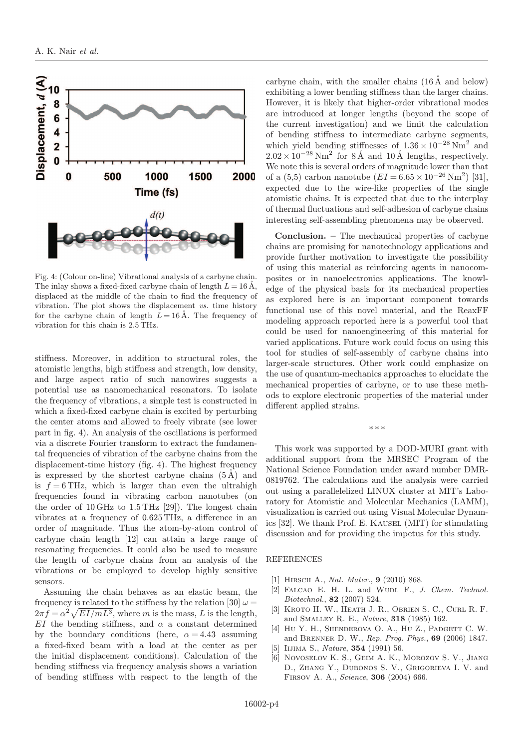Fig. 4: (Colour on-line) Vibrational analysis of a carbyne chain. The inlay shows a fixed-fixed carbyne chain of length $L = 16$ Å, displaced at the middle of the chain to find the frequency of vibration. The plot shows the displacement *vs.* time history for the carbyne chain of length $L = 16$ Å. The frequency of vibration for this chain is 2.5 THz.

stiffness. Moreover, in addition to structural roles, the atomistic lengths, high stiffness and strength, low density, and large aspect ratio of such nanowires suggests a potential use as nanomechanical resonators. To isolate the frequency of vibrations, a simple test is constructed in which a fixed-fixed carbyne chain is excited by perturbing the center atoms and allowed to freely vibrate (see lower part in fig. 4). An analysis of the oscillations is performed via a discrete Fourier transform to extract the fundamental frequencies of vibration of the carbyne chains from the displacement-time history (fig. 4). The highest frequency is expressed by the shortest carbyne chains (5 Å) and is $f = 6$ THz, which is larger than even the ultrahigh frequencies found in vibrating carbon nanotubes (on the order of 10 GHz to 1.5 THz [29]). The longest chain vibrates at a frequency of 0.625 THz, a difference in an order of magnitude. Thus the atom-by-atom control of carbyne chain length [12] can attain a large range of resonating frequencies. It could also be used to measure the length of carbyne chains from an analysis of the vibrations or be employed to develop highly sensitive sensors.

Assuming the chain behaves as an elastic beam, the frequency is related to the stiffness by the relation [30] $\omega = 2\pi f = \alpha^2\sqrt{EI/mL^3}$, where $m$ is the mass, $L$ is the length, $EI$ the bending stiffness, and $\alpha$ a constant determined by the boundary conditions (here, $\alpha = 4.43$ assuming a fixed-fixed beam with a load at the center as per the initial displacement conditions). Calculation of the bending stiffness via frequency analysis shows a variation of bending stiffness with respect to the length of the carbyne chain, with the smaller chains (16 Å and below) exhibiting a lower bending stiffness than the larger chains. However, it is likely that higher-order vibrational modes are introduced at longer lengths (beyond the scope of the current investigation) and we limit the calculation of bending stiffness to intermediate carbyne segments, which yield bending stiffnesses of $1.36 \times 10^{-28}\,\mathrm{Nm}^2$ and $2.02 \times 10^{-28}\,\mathrm{Nm}^2$ for 8 Å and 10 Å lengths, respectively. We note this is several orders of magnitude lower than that of a (5,5) carbon nanotube ($EI = 6.65 \times 10^{-26}\,\mathrm{Nm}^2$) [31], expected due to the wire-like properties of the single atomistic chains. It is expected that due to the interplay of thermal fluctuations and self-adhesion of carbyne chains interesting self-assembling phenomena may be observed.

**Conclusion.** – The mechanical properties of carbyne chains are promising for nanotechnology applications and provide further motivation to investigate the possibility of using this material as reinforcing agents in nanocomposites or in nanoelectronics applications. The knowledge of the physical basis for its mechanical properties as explored here is an important component towards functional use of this novel material, and the ReaxFF modeling approach reported here is a powerful tool that could be used for nanoengineering of this material for varied applications. Future work could focus on using this tool for studies of self-assembly of carbyne chains into larger-scale structures. Other work could emphasize on the use of quantum-mechanics approaches to elucidate the mechanical properties of carbyne, or to use these methods to explore electronic properties of the material under different applied strains.

\* \* \*

This work was supported by a DOD-MURI grant with additional support from the MRSEC Program of the National Science Foundation under award number DMR-0819762. The calculations and the analysis were carried out using a parallelelized LINUX cluster at MIT's Laboratory for Atomistic and Molecular Mechanics (LAMM), visualization is carried out using Visual Molecular Dynamics [32]. We thank Prof. E. Kausel (MIT) for stimulating discussion and for providing the impetus for this study.

REFERENCES

[1] Hirsch A., *Nat. Mater.*, **9** (2010) 868.

[2] Falcao E. H. L. and Wudl F., *J. Chem. Technol. Biotechnol.*, **82** (2007) 524.

[3] Kroto H. W., Heath J. R., Obrien S. C., Curl R. F. and Smalley R. E., *Nature*, **318** (1985) 162.

[4] Hu Y. H., Shenderova O. A., Hu Z., Padgett C. W. and Brenner D. W., *Rep. Prog. Phys.*, **69** (2006) 1847.

[5] Iijima S., *Nature*, **354** (1991) 56.

[6] Novoselov K. S., Geim A. K., Morozov S. V., Jiang D., Zhang Y., Dubonos S. V., Grigorieva I. V. and Firsov A. A., *Science*, **306** (2004) 666.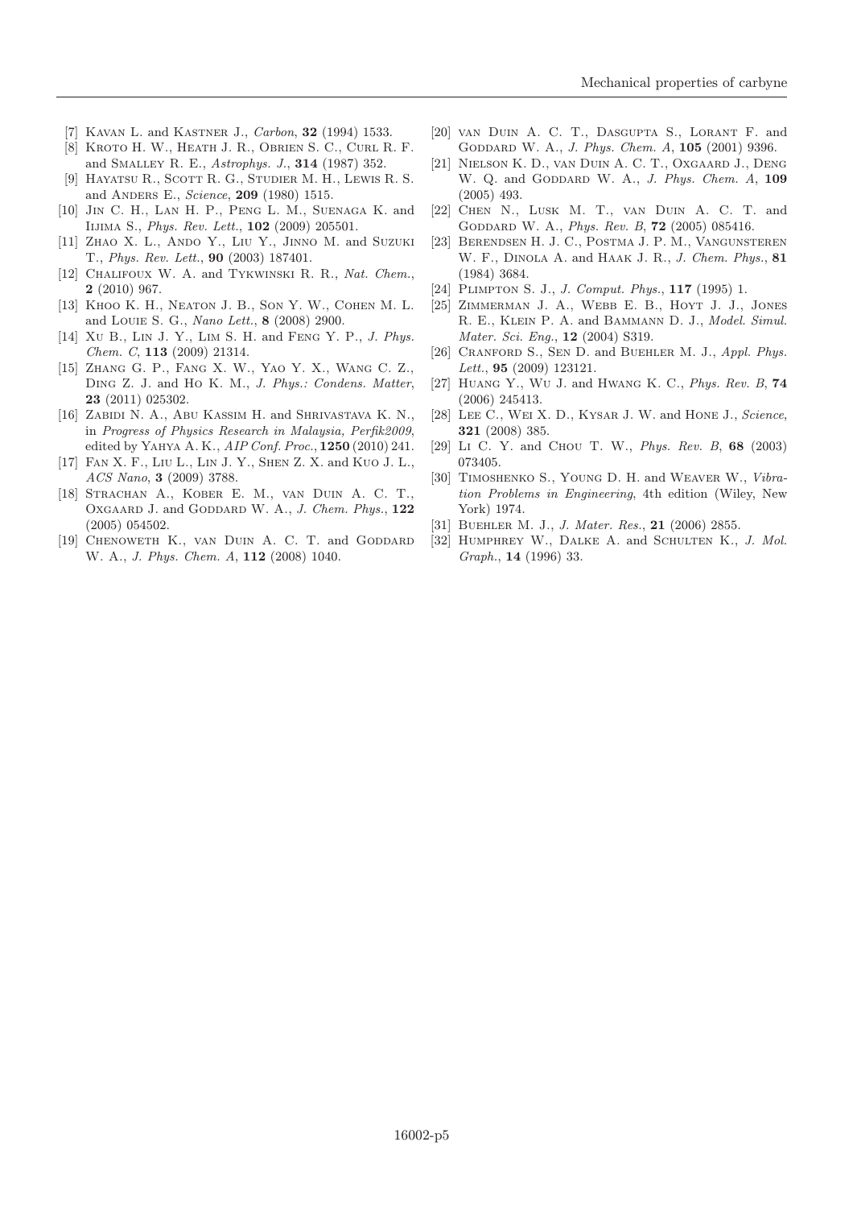[7] Kavan L. and Kastner J., *Carbon*, **32** (1994) 1533.
[8] Kroto H. W., Heath J. R., Obrien S. C., Curl R. F. and Smalley R. E., *Astrophys. J.*, **314** (1987) 352.
[9] Hayatsu R., Scott R. G., Studier M. H., Lewis R. S. and Anders E., *Science*, **209** (1980) 1515.
[10] Jin C. H., Lan H. P., Peng L. M., Suenaga K. and Iijima S., *Phys. Rev. Lett.*, **102** (2009) 205501.
[11] Zhao X. L., Ando Y., Liu Y., Jinno M. and Suzuki T., *Phys. Rev. Lett.*, **90** (2003) 187401.
[12] Chalifoux W. A. and Tykwinski R. R., *Nat. Chem.*, **2** (2010) 967.
[13] Khoo K. H., Neaton J. B., Son Y. W., Cohen M. L. and Louie S. G., *Nano Lett.*, **8** (2008) 2900.
[14] Xu B., Lin J. Y., Lim S. H. and Feng Y. P., *J. Phys. Chem. C*, **113** (2009) 21314.
[15] Zhang G. P., Fang X. W., Yao Y. X., Wang C. Z., Ding Z. J. and Ho K. M., *J. Phys.: Condens. Matter*, **23** (2011) 025302.
[16] Zabidi N. A., Abu Kassim H. and Shrivastava K. N., in *Progress of Physics Research in Malaysia, Perfik2009*, edited by Yahya A. K., *AIP Conf. Proc.*, **1250** (2010) 241.
[17] Fan X. F., Liu L., Lin J. Y., Shen Z. X. and Kuo J. L., *ACS Nano*, **3** (2009) 3788.
[18] Strachan A., Kober E. M., van Duin A. C. T., Oxgaard J. and Goddard W. A., *J. Chem. Phys.*, **122** (2005) 054502.
[19] Chenoweth K., van Duin A. C. T. and Goddard W. A., *J. Phys. Chem. A*, **112** (2008) 1040.
[20] van Duin A. C. T., Dasgupta S., Lorant F. and Goddard W. A., *J. Phys. Chem. A*, **105** (2001) 9396.
[21] Nielson K. D., van Duin A. C. T., Oxgaard J., Deng W. Q. and Goddard W. A., *J. Phys. Chem. A*, **109** (2005) 493.
[22] Chen N., Lusk M. T., van Duin A. C. T. and Goddard W. A., *Phys. Rev. B*, **72** (2005) 085416.
[23] Berendsen H. J. C., Postma J. P. M., Vangunsteren W. F., Dinola A. and Haak J. R., *J. Chem. Phys.*, **81** (1984) 3684.
[24] Plimpton S. J., *J. Comput. Phys.*, **117** (1995) 1.
[25] Zimmerman J. A., Webb E. B., Hoyt J. J., Jones R. E., Klein P. A. and Bammann D. J., *Model. Simul. Mater. Sci. Eng.*, **12** (2004) S319.
[26] Cranford S., Sen D. and Buehler M. J., *Appl. Phys. Lett.*, **95** (2009) 123121.
[27] Huang Y., Wu J. and Hwang K. C., *Phys. Rev. B*, **74** (2006) 245413.
[28] Lee C., Wei X. D., Kysar J. W. and Hone J., *Science*, **321** (2008) 385.
[29] Li C. Y. and Chou T. W., *Phys. Rev. B*, **68** (2003) 073405.
[30] Timoshenko S., Young D. H. and Weaver W., *Vibration Problems in Engineering*, 4th edition (Wiley, New York) 1974.
[31] Buehler M. J., *J. Mater. Res.*, **21** (2006) 2855.
[32] Humphrey W., Dalke A. and Schulten K., *J. Mol. Graph.*, **14** (1996) 33.